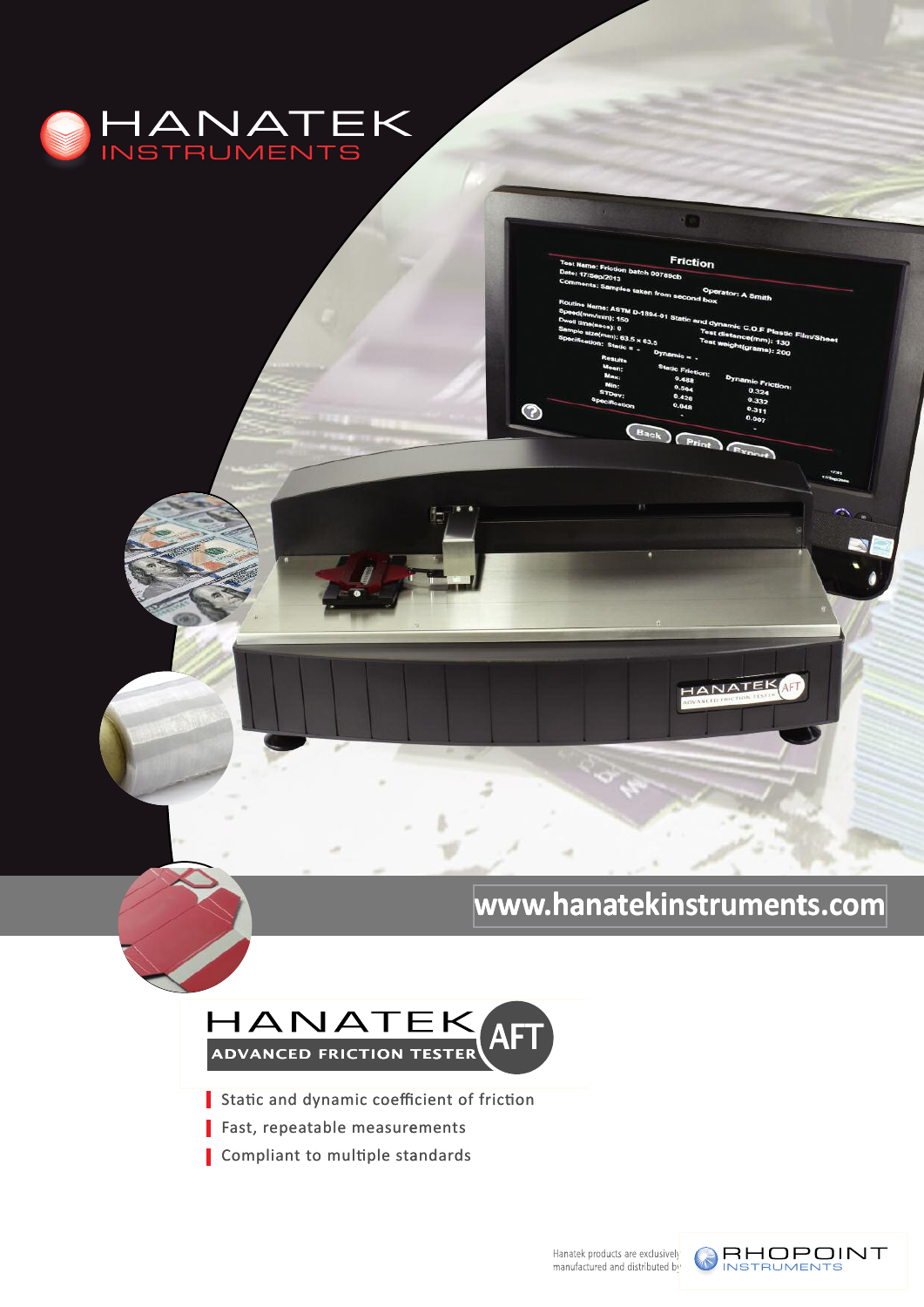# HANATEK INSTRUMENTS

www.hanatekinstruments.com

## HANATEK ADVANCED FRICTION TESTER AFT

- Static and dynamic coefficient of friction
- Fast, repeatable measurements
- Compliant to multiple standards

Hanatek products are exclusively manufactured and distributed by RHOPOINT INSTRUMENTS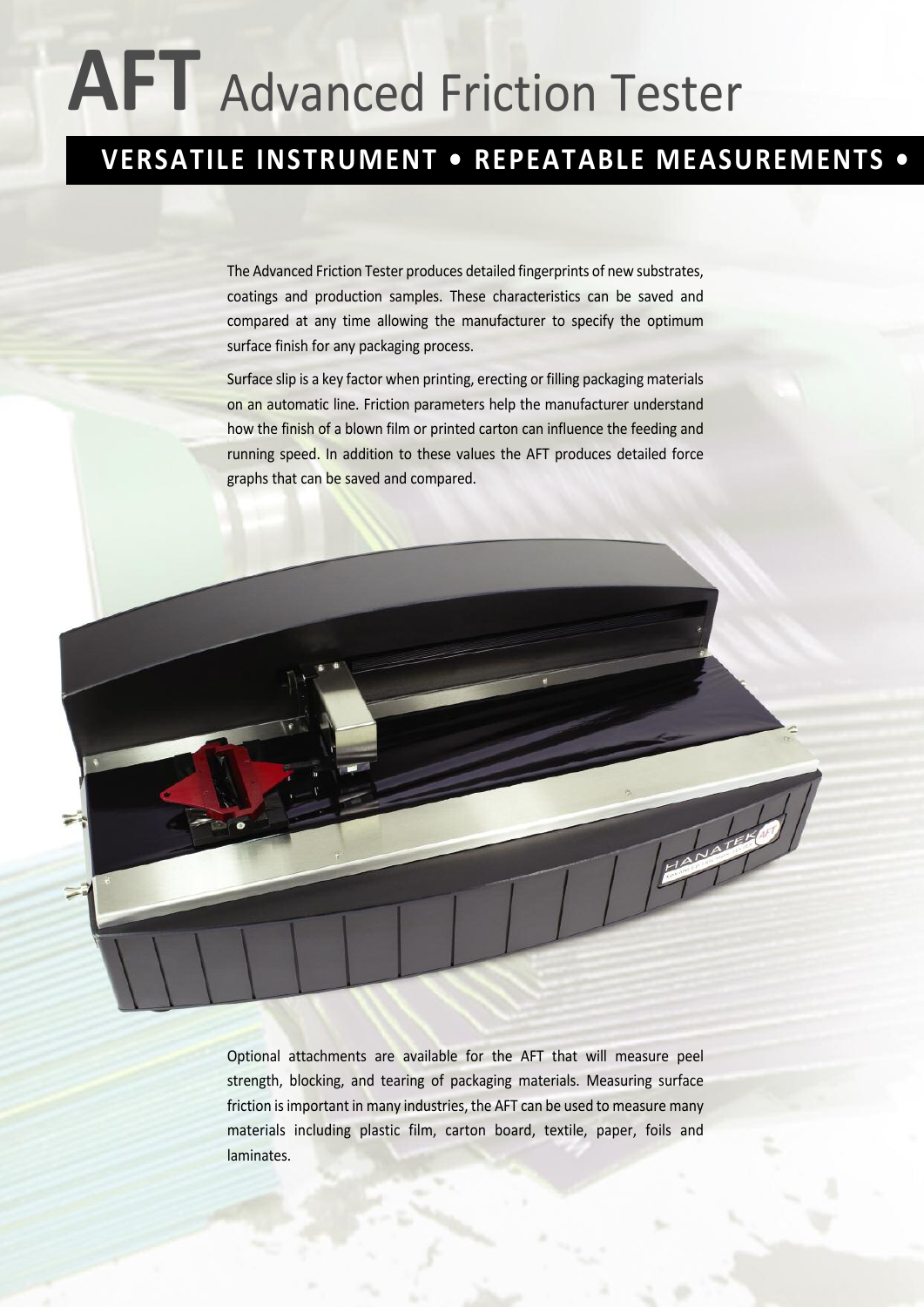# **AFT** Advanced Friction Tester

## VERSATILE INSTRUMENT • REPEATABLE MEASUREMENTS •

The Advanced Friction Tester produces detailed fingerprints of new substrates, coatings and production samples. These characteristics can be saved and compared at any time allowing the manufacturer to specify the optimum surface finish for any packaging process.

Surface slip is a key factor when printing, erecting or filling packaging materials on an automatic line. Friction parameters help the manufacturer understand how the finish of a blown film or printed carton can influence the feeding and running speed. In addition to these values the AFT produces detailed force graphs that can be saved and compared.

Optional attachments are available for the AFT that will measure peel strength, blocking, and tearing of packaging materials. Measuring surface friction is important in many industries, the AFT can be used to measure many materials including plastic film, carton board, textile, paper, foils and laminates.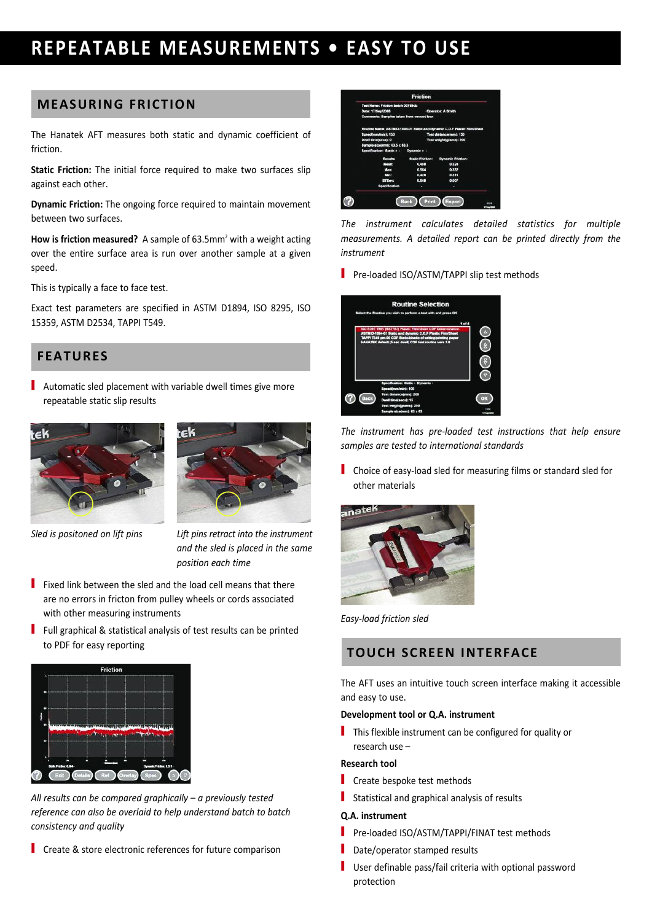# REPEATABLE MEASUREMENTS • EASY TO USE

## MEASURING FRICTION

The Hanatek AFT measures both static and dynamic coefficient of friction.

**Static Friction:** The initial force required to make two surfaces slip against each other.

**Dynamic Friction:** The ongoing force required to maintain movement between two surfaces.

**How is friction measured?** A sample of $63.5mm^2$ with a weight acting over the entire surface area is run over another sample at a given speed.

This is typically a face to face test.

Exact test parameters are specified in ASTM D1894, ISO 8295, ISO 15359, ASTM D2534, TAPPI T549.

## FEATURES

- Automatic sled placement with variable dwell times give more repeatable static slip results

*Sled is positoned on lift pins*

*Lift pins retract into the instrument and the sled is placed in the same position each time*

- Fixed link between the sled and the load cell means that there are no errors in fricton from pulley wheels or cords associated with other measuring instruments
- Full graphical & statistical analysis of test results can be printed to PDF for easy reporting

*All results can be compared graphically – a previously tested reference can also be overlaid to help understand batch to batch consistency and quality*

- Create & store electronic references for future comparison

*The instrument calculates detailed statistics for multiple measurements. A detailed report can be printed directly from the instrument*

- Pre-loaded ISO/ASTM/TAPPI slip test methods

*The instrument has pre-loaded test instructions that help ensure samples are tested to international standards*

- Choice of easy-load sled for measuring films or standard sled for other materials

*Easy-load friction sled*

## TOUCH SCREEN INTERFACE

The AFT uses an intuitive touch screen interface making it accessible and easy to use.

**Development tool or Q.A. instrument**

- This flexible instrument can be configured for quality or research use –

**Research tool**

- Create bespoke test methods
- Statistical and graphical analysis of results

**Q.A. instrument**

- Pre-loaded ISO/ASTM/TAPPI/FINAT test methods
- Date/operator stamped results
- User definable pass/fail criteria with optional password protection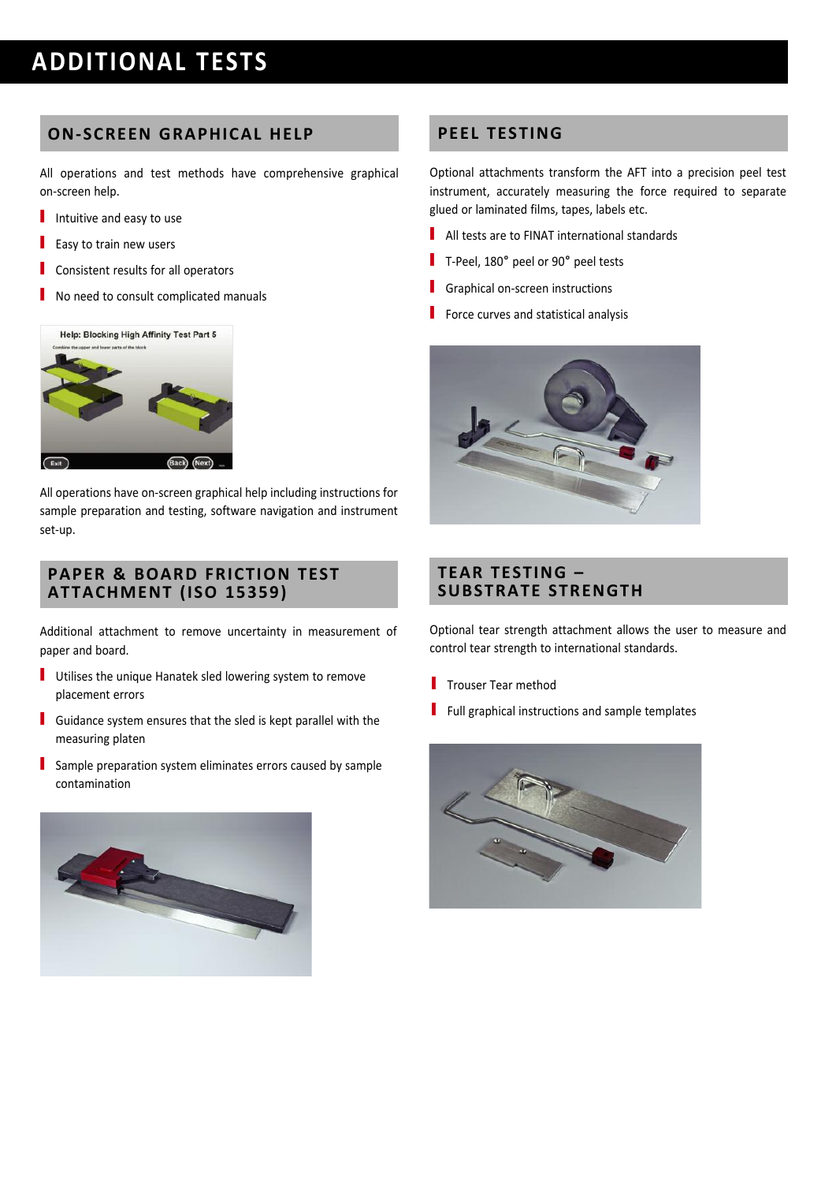# ADDITIONAL TESTS

## ON-SCREEN GRAPHICAL HELP

All operations and test methods have comprehensive graphical on-screen help.

- Intuitive and easy to use
- Easy to train new users
- Consistent results for all operators
- No need to consult complicated manuals

All operations have on-screen graphical help including instructions for sample preparation and testing, software navigation and instrument set-up.

## PAPER & BOARD FRICTION TEST ATTACHMENT (ISO 15359)

Additional attachment to remove uncertainty in measurement of paper and board.

- Utilises the unique Hanatek sled lowering system to remove placement errors
- Guidance system ensures that the sled is kept parallel with the measuring platen
- Sample preparation system eliminates errors caused by sample contamination

## PEEL TESTING

Optional attachments transform the AFT into a precision peel test instrument, accurately measuring the force required to separate glued or laminated films, tapes, labels etc.

- All tests are to FINAT international standards
- T-Peel, 180° peel or 90° peel tests
- Graphical on-screen instructions
- Force curves and statistical analysis

## TEAR TESTING – SUBSTRATE STRENGTH

Optional tear strength attachment allows the user to measure and control tear strength to international standards.

- Trouser Tear method
- Full graphical instructions and sample templates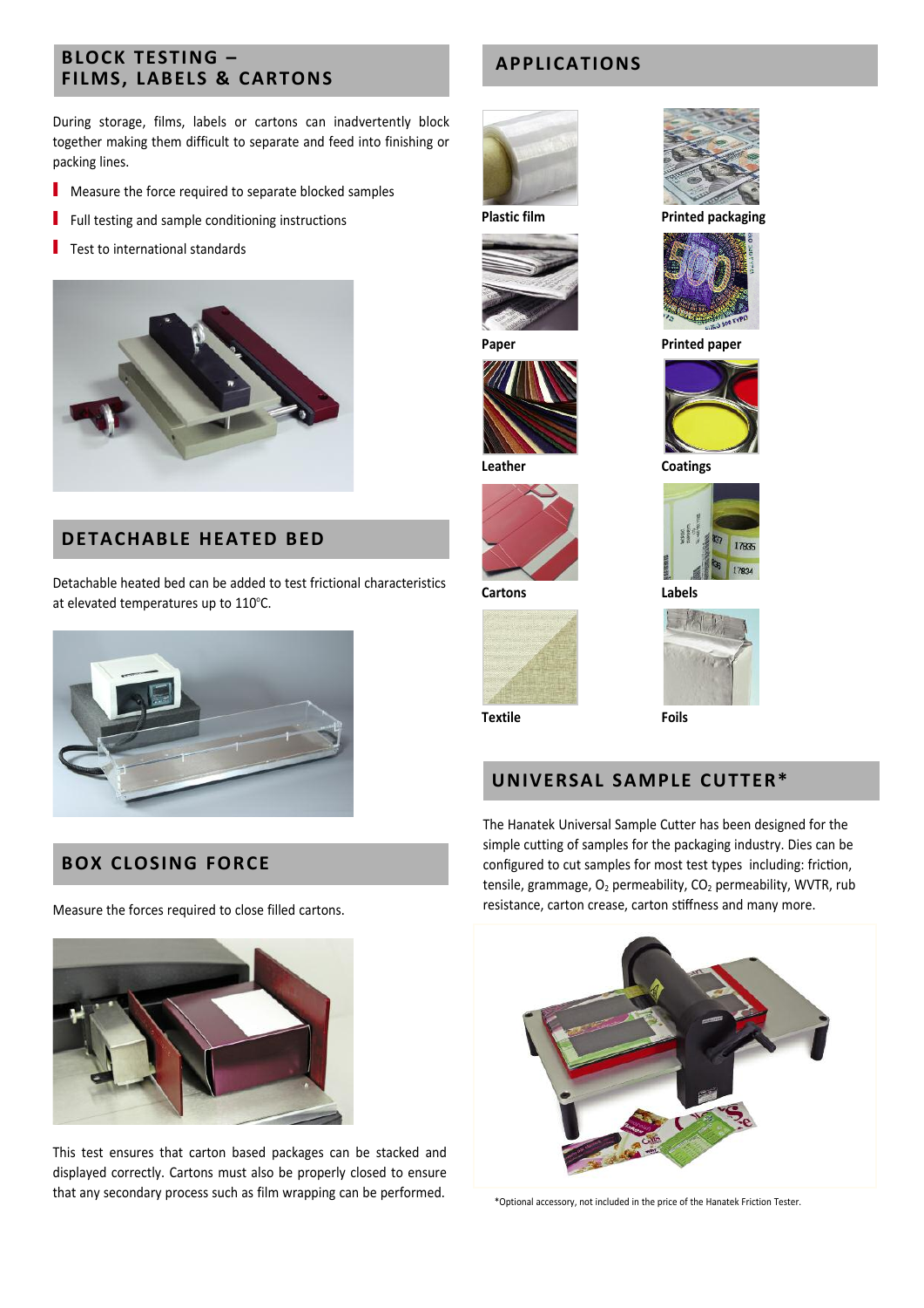## BLOCK TESTING – FILMS, LABELS & CARTONS

During storage, films, labels or cartons can inadvertently block together making them difficult to separate and feed into finishing or packing lines.

- Measure the force required to separate blocked samples
- Full testing and sample conditioning instructions
- Test to international standards

## DETACHABLE HEATED BED

Detachable heated bed can be added to test frictional characteristics at elevated temperatures up to 110°C.

## BOX CLOSING FORCE

Measure the forces required to close filled cartons.

This test ensures that carton based packages can be stacked and displayed correctly. Cartons must also be properly closed to ensure that any secondary process such as film wrapping can be performed.

## APPLICATIONS

Plastic film

Printed packaging

Paper

Printed paper

Leather

Coatings

Cartons

Labels

Textile

Foils

## UNIVERSAL SAMPLE CUTTER*

The Hanatek Universal Sample Cutter has been designed for the simple cutting of samples for the packaging industry. Dies can be configured to cut samples for most test types including: friction, tensile, grammage, $O_2$ permeability, $CO_2$ permeability, WVTR, rub resistance, carton crease, carton stiffness and many more.

*Optional accessory, not included in the price of the Hanatek Friction Tester.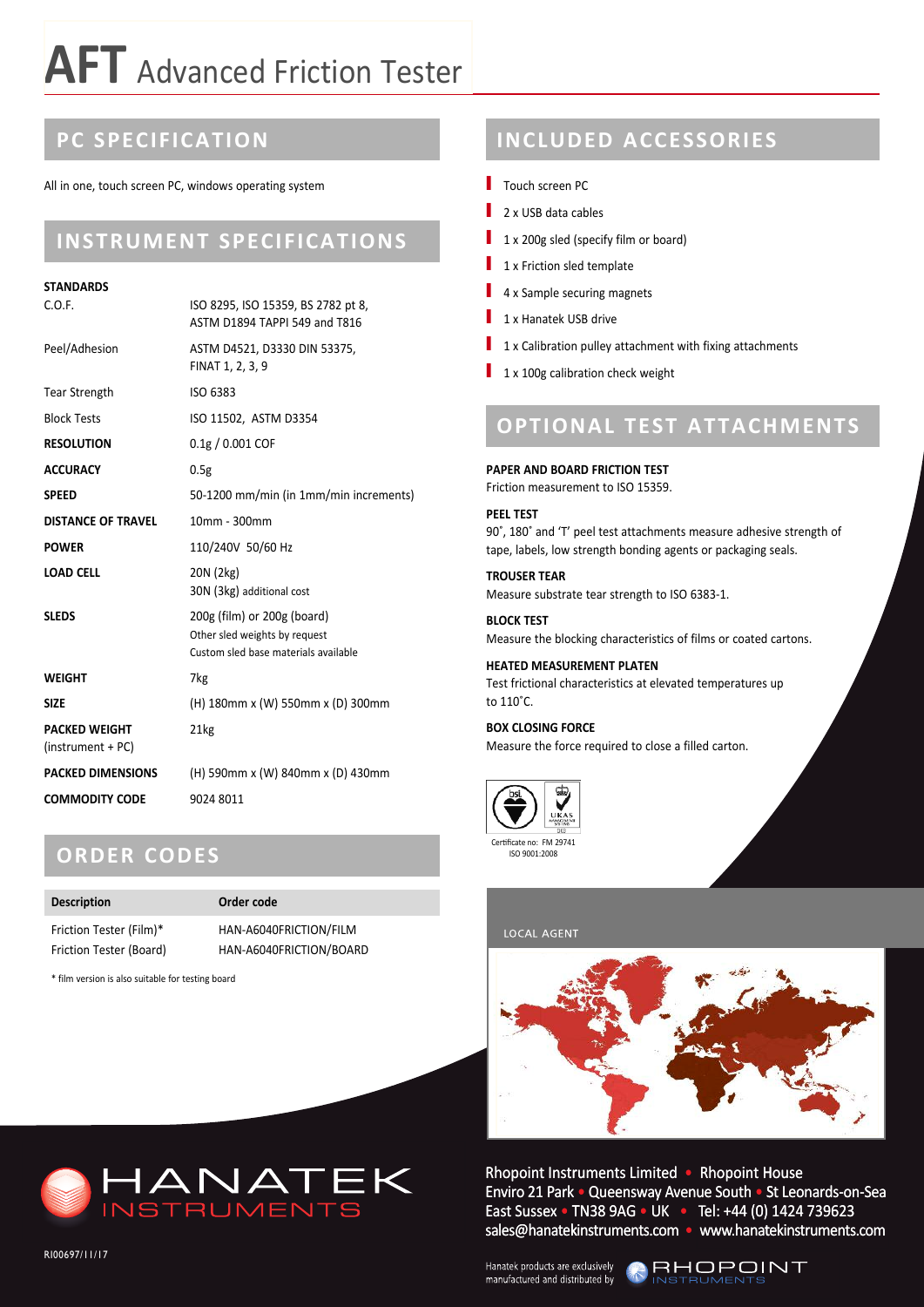# AFT Advanced Friction Tester

## PC SPECIFICATION

All in one, touch screen PC, windows operating system

## INSTRUMENT SPECIFICATIONS

| | |
|---|---|
| **STANDARDS** | |
| C.O.F. | ISO 8295, ISO 15359, BS 2782 pt 8, ASTM D1894 TAPPI 549 and T816 |
| Peel/Adhesion | ASTM D4521, D3330 DIN 53375, FINAT 1, 2, 3, 9 |
| Tear Strength | ISO 6383 |
| Block Tests | ISO 11502, ASTM D3354 |
| **RESOLUTION** | 0.1g / 0.001 COF |
| **ACCURACY** | 0.5g |
| **SPEED** | 50-1200 mm/min (in 1mm/min increments) |
| **DISTANCE OF TRAVEL** | 10mm - 300mm |
| **POWER** | 110/240V 50/60 Hz |
| **LOAD CELL** | 20N (2kg)<br>30N (3kg) additional cost |
| **SLEDS** | 200g (film) or 200g (board)<br>Other sled weights by request<br>Custom sled base materials available |
| **WEIGHT** | 7kg |
| **SIZE** | (H) 180mm x (W) 550mm x (D) 300mm |
| **PACKED WEIGHT** (instrument + PC) | 21kg |
| **PACKED DIMENSIONS** | (H) 590mm x (W) 840mm x (D) 430mm |
| **COMMODITY CODE** | 9024 8011 |

## ORDER CODES

| Description | Order code |
|---|---|
| Friction Tester (Film)* | HAN-A6040FRICTION/FILM |
| Friction Tester (Board) | HAN-A6040FRICTION/BOARD |

* film version is also suitable for testing board

## INCLUDED ACCESSORIES

- Touch screen PC
- 2 x USB data cables
- 1 x 200g sled (specify film or board)
- 1 x Friction sled template
- 4 x Sample securing magnets
- 1 x Hanatek USB drive
- 1 x Calibration pulley attachment with fixing attachments
- 1 x 100g calibration check weight

## OPTIONAL TEST ATTACHMENTS

**PAPER AND BOARD FRICTION TEST**
Friction measurement to ISO 15359.

**PEEL TEST**
90˚, 180˚ and 'T' peel test attachments measure adhesive strength of tape, labels, low strength bonding agents or packaging seals.

**TROUSER TEAR**
Measure substrate tear strength to ISO 6383-1.

**BLOCK TEST**
Measure the blocking characteristics of films or coated cartons.

**HEATED MEASUREMENT PLATEN**
Test frictional characteristics at elevated temperatures up to 110˚C.

**BOX CLOSING FORCE**
Measure the force required to close a filled carton.

Certificate no: FM 29741
ISO 9001:2008

LOCAL AGENT

HANATEK INSTRUMENTS

Rhopoint Instruments Limited • Rhopoint House
Enviro 21 Park • Queensway Avenue South • St Leonards-on-Sea
East Sussex • TN38 9AG • UK • Tel: +44 (0) 1424 739623
sales@hanatekinstruments.com • www.hanatekinstruments.com

Hanatek products are exclusively manufactured and distributed by RHOPOINT INSTRUMENTS

RI00697/11/17